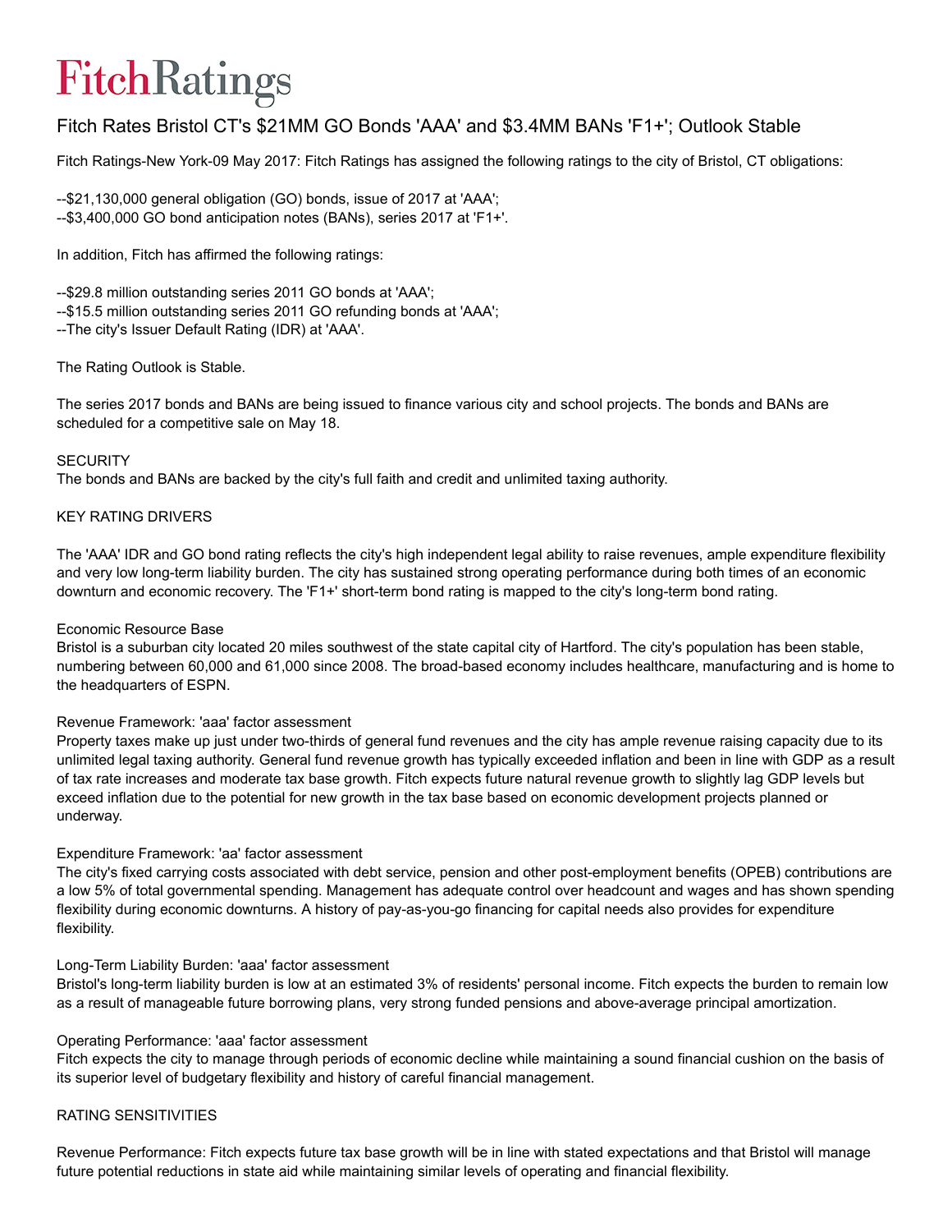# FitchRatings

## Fitch Rates Bristol CT's $21MM GO Bonds 'AAA' and $3.4MM BANs 'F1+'; Outlook Stable

Fitch Ratings-New York-09 May 2017: Fitch Ratings has assigned the following ratings to the city of Bristol, CT obligations:

--$21,130,000 general obligation (GO) bonds, issue of 2017 at 'AAA';
--$3,400,000 GO bond anticipation notes (BANs), series 2017 at 'F1+'.

In addition, Fitch has affirmed the following ratings:

--$29.8 million outstanding series 2011 GO bonds at 'AAA';
--$15.5 million outstanding series 2011 GO refunding bonds at 'AAA';
--The city's Issuer Default Rating (IDR) at 'AAA'.

The Rating Outlook is Stable.

The series 2017 bonds and BANs are being issued to finance various city and school projects. The bonds and BANs are scheduled for a competitive sale on May 18.

SECURITY
The bonds and BANs are backed by the city's full faith and credit and unlimited taxing authority.

KEY RATING DRIVERS

The 'AAA' IDR and GO bond rating reflects the city's high independent legal ability to raise revenues, ample expenditure flexibility and very low long-term liability burden. The city has sustained strong operating performance during both times of an economic downturn and economic recovery. The 'F1+' short-term bond rating is mapped to the city's long-term bond rating.

Economic Resource Base
Bristol is a suburban city located 20 miles southwest of the state capital city of Hartford. The city's population has been stable, numbering between 60,000 and 61,000 since 2008. The broad-based economy includes healthcare, manufacturing and is home to the headquarters of ESPN.

Revenue Framework: 'aaa' factor assessment
Property taxes make up just under two-thirds of general fund revenues and the city has ample revenue raising capacity due to its unlimited legal taxing authority. General fund revenue growth has typically exceeded inflation and been in line with GDP as a result of tax rate increases and moderate tax base growth. Fitch expects future natural revenue growth to slightly lag GDP levels but exceed inflation due to the potential for new growth in the tax base based on economic development projects planned or underway.

Expenditure Framework: 'aa' factor assessment
The city's fixed carrying costs associated with debt service, pension and other post-employment benefits (OPEB) contributions are a low 5% of total governmental spending. Management has adequate control over headcount and wages and has shown spending flexibility during economic downturns. A history of pay-as-you-go financing for capital needs also provides for expenditure flexibility.

Long-Term Liability Burden: 'aaa' factor assessment
Bristol's long-term liability burden is low at an estimated 3% of residents' personal income. Fitch expects the burden to remain low as a result of manageable future borrowing plans, very strong funded pensions and above-average principal amortization.

Operating Performance: 'aaa' factor assessment
Fitch expects the city to manage through periods of economic decline while maintaining a sound financial cushion on the basis of its superior level of budgetary flexibility and history of careful financial management.

RATING SENSITIVITIES

Revenue Performance: Fitch expects future tax base growth will be in line with stated expectations and that Bristol will manage future potential reductions in state aid while maintaining similar levels of operating and financial flexibility.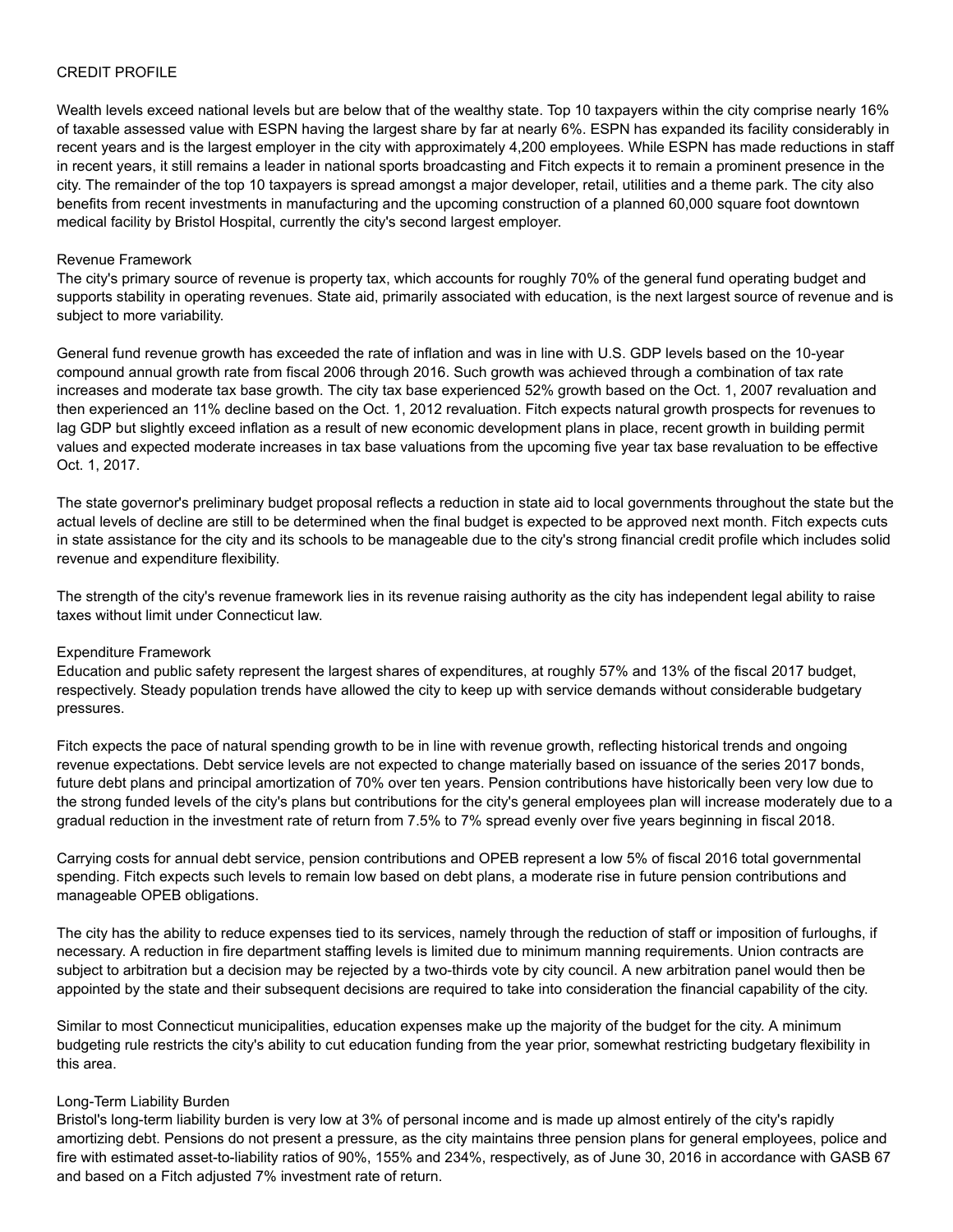## CREDIT PROFILE

Wealth levels exceed national levels but are below that of the wealthy state. Top 10 taxpayers within the city comprise nearly 16% of taxable assessed value with ESPN having the largest share by far at nearly 6%. ESPN has expanded its facility considerably in recent years and is the largest employer in the city with approximately 4,200 employees. While ESPN has made reductions in staff in recent years, it still remains a leader in national sports broadcasting and Fitch expects it to remain a prominent presence in the city. The remainder of the top 10 taxpayers is spread amongst a major developer, retail, utilities and a theme park. The city also benefits from recent investments in manufacturing and the upcoming construction of a planned 60,000 square foot downtown medical facility by Bristol Hospital, currently the city's second largest employer.

### Revenue Framework

The city's primary source of revenue is property tax, which accounts for roughly 70% of the general fund operating budget and supports stability in operating revenues. State aid, primarily associated with education, is the next largest source of revenue and is subject to more variability.

General fund revenue growth has exceeded the rate of inflation and was in line with U.S. GDP levels based on the 10-year compound annual growth rate from fiscal 2006 through 2016. Such growth was achieved through a combination of tax rate increases and moderate tax base growth. The city tax base experienced 52% growth based on the Oct. 1, 2007 revaluation and then experienced an 11% decline based on the Oct. 1, 2012 revaluation. Fitch expects natural growth prospects for revenues to lag GDP but slightly exceed inflation as a result of new economic development plans in place, recent growth in building permit values and expected moderate increases in tax base valuations from the upcoming five year tax base revaluation to be effective Oct. 1, 2017.

The state governor's preliminary budget proposal reflects a reduction in state aid to local governments throughout the state but the actual levels of decline are still to be determined when the final budget is expected to be approved next month. Fitch expects cuts in state assistance for the city and its schools to be manageable due to the city's strong financial credit profile which includes solid revenue and expenditure flexibility.

The strength of the city's revenue framework lies in its revenue raising authority as the city has independent legal ability to raise taxes without limit under Connecticut law.

### Expenditure Framework

Education and public safety represent the largest shares of expenditures, at roughly 57% and 13% of the fiscal 2017 budget, respectively. Steady population trends have allowed the city to keep up with service demands without considerable budgetary pressures.

Fitch expects the pace of natural spending growth to be in line with revenue growth, reflecting historical trends and ongoing revenue expectations. Debt service levels are not expected to change materially based on issuance of the series 2017 bonds, future debt plans and principal amortization of 70% over ten years. Pension contributions have historically been very low due to the strong funded levels of the city's plans but contributions for the city's general employees plan will increase moderately due to a gradual reduction in the investment rate of return from 7.5% to 7% spread evenly over five years beginning in fiscal 2018.

Carrying costs for annual debt service, pension contributions and OPEB represent a low 5% of fiscal 2016 total governmental spending. Fitch expects such levels to remain low based on debt plans, a moderate rise in future pension contributions and manageable OPEB obligations.

The city has the ability to reduce expenses tied to its services, namely through the reduction of staff or imposition of furloughs, if necessary. A reduction in fire department staffing levels is limited due to minimum manning requirements. Union contracts are subject to arbitration but a decision may be rejected by a two-thirds vote by city council. A new arbitration panel would then be appointed by the state and their subsequent decisions are required to take into consideration the financial capability of the city.

Similar to most Connecticut municipalities, education expenses make up the majority of the budget for the city. A minimum budgeting rule restricts the city's ability to cut education funding from the year prior, somewhat restricting budgetary flexibility in this area.

### Long-Term Liability Burden

Bristol's long-term liability burden is very low at 3% of personal income and is made up almost entirely of the city's rapidly amortizing debt. Pensions do not present a pressure, as the city maintains three pension plans for general employees, police and fire with estimated asset-to-liability ratios of 90%, 155% and 234%, respectively, as of June 30, 2016 in accordance with GASB 67 and based on a Fitch adjusted 7% investment rate of return.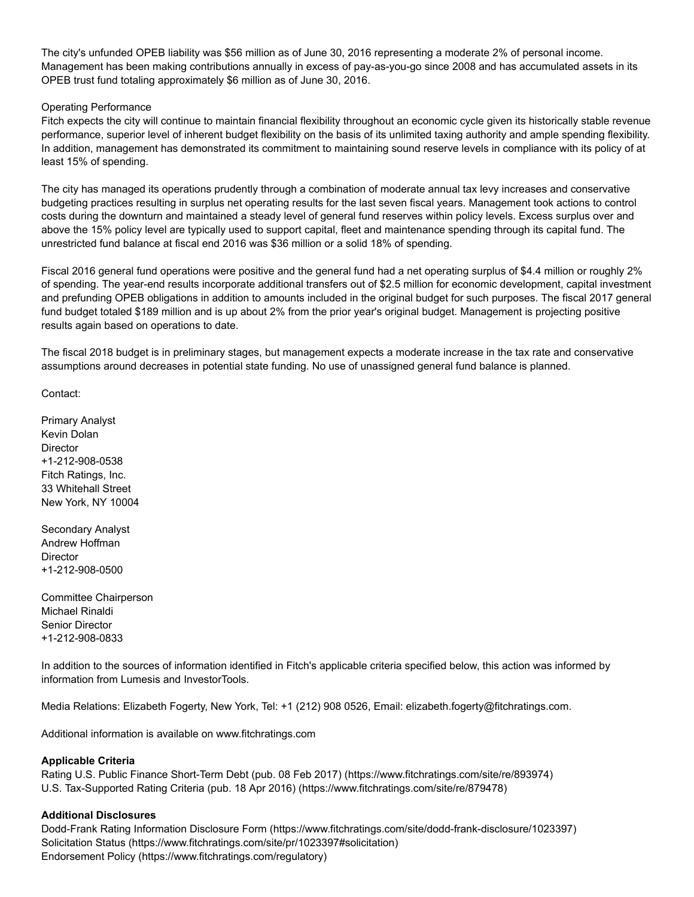The city's unfunded OPEB liability was $56 million as of June 30, 2016 representing a moderate 2% of personal income. Management has been making contributions annually in excess of pay-as-you-go since 2008 and has accumulated assets in its OPEB trust fund totaling approximately $6 million as of June 30, 2016.

Operating Performance

Fitch expects the city will continue to maintain financial flexibility throughout an economic cycle given its historically stable revenue performance, superior level of inherent budget flexibility on the basis of its unlimited taxing authority and ample spending flexibility. In addition, management has demonstrated its commitment to maintaining sound reserve levels in compliance with its policy of at least 15% of spending.

The city has managed its operations prudently through a combination of moderate annual tax levy increases and conservative budgeting practices resulting in surplus net operating results for the last seven fiscal years. Management took actions to control costs during the downturn and maintained a steady level of general fund reserves within policy levels. Excess surplus over and above the 15% policy level are typically used to support capital, fleet and maintenance spending through its capital fund. The unrestricted fund balance at fiscal end 2016 was $36 million or a solid 18% of spending.

Fiscal 2016 general fund operations were positive and the general fund had a net operating surplus of $4.4 million or roughly 2% of spending. The year-end results incorporate additional transfers out of $2.5 million for economic development, capital investment and prefunding OPEB obligations in addition to amounts included in the original budget for such purposes. The fiscal 2017 general fund budget totaled $189 million and is up about 2% from the prior year's original budget. Management is projecting positive results again based on operations to date.

The fiscal 2018 budget is in preliminary stages, but management expects a moderate increase in the tax rate and conservative assumptions around decreases in potential state funding. No use of unassigned general fund balance is planned.

Contact:

Primary Analyst
Kevin Dolan
Director
+1-212-908-0538
Fitch Ratings, Inc.
33 Whitehall Street
New York, NY 10004

Secondary Analyst
Andrew Hoffman
Director
+1-212-908-0500

Committee Chairperson
Michael Rinaldi
Senior Director
+1-212-908-0833

In addition to the sources of information identified in Fitch's applicable criteria specified below, this action was informed by information from Lumesis and InvestorTools.

Media Relations: Elizabeth Fogerty, New York, Tel: +1 (212) 908 0526, Email: elizabeth.fogerty@fitchratings.com.

Additional information is available on www.fitchratings.com

**Applicable Criteria**

Rating U.S. Public Finance Short-Term Debt (pub. 08 Feb 2017) (https://www.fitchratings.com/site/re/893974)
U.S. Tax-Supported Rating Criteria (pub. 18 Apr 2016) (https://www.fitchratings.com/site/re/879478)

**Additional Disclosures**

Dodd-Frank Rating Information Disclosure Form (https://www.fitchratings.com/site/dodd-frank-disclosure/1023397)
Solicitation Status (https://www.fitchratings.com/site/pr/1023397#solicitation)
Endorsement Policy (https://www.fitchratings.com/regulatory)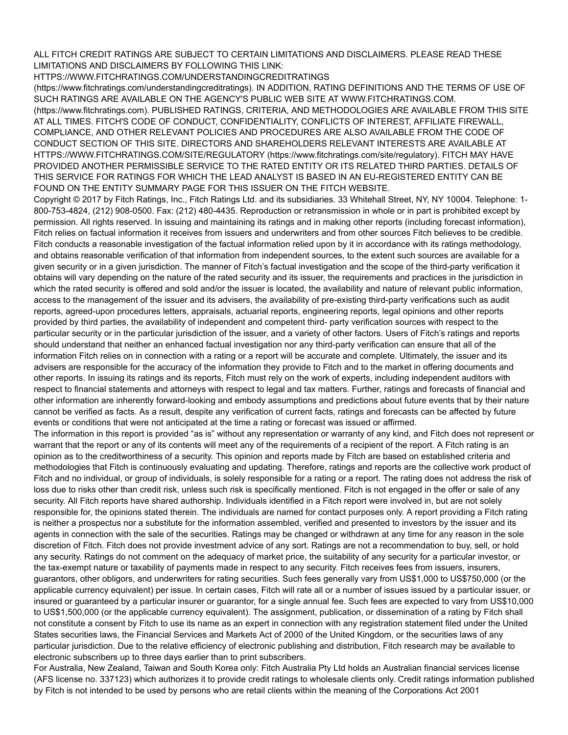ALL FITCH CREDIT RATINGS ARE SUBJECT TO CERTAIN LIMITATIONS AND DISCLAIMERS. PLEASE READ THESE LIMITATIONS AND DISCLAIMERS BY FOLLOWING THIS LINK: HTTPS://WWW.FITCHRATINGS.COM/UNDERSTANDINGCREDITRATINGS (https://www.fitchratings.com/understandingcreditratings). IN ADDITION, RATING DEFINITIONS AND THE TERMS OF USE OF SUCH RATINGS ARE AVAILABLE ON THE AGENCY'S PUBLIC WEB SITE AT WWW.FITCHRATINGS.COM. (https://www.fitchratings.com). PUBLISHED RATINGS, CRITERIA, AND METHODOLOGIES ARE AVAILABLE FROM THIS SITE AT ALL TIMES. FITCH'S CODE OF CONDUCT, CONFIDENTIALITY, CONFLICTS OF INTEREST, AFFILIATE FIREWALL, COMPLIANCE, AND OTHER RELEVANT POLICIES AND PROCEDURES ARE ALSO AVAILABLE FROM THE CODE OF CONDUCT SECTION OF THIS SITE. DIRECTORS AND SHAREHOLDERS RELEVANT INTERESTS ARE AVAILABLE AT HTTPS://WWW.FITCHRATINGS.COM/SITE/REGULATORY (https://www.fitchratings.com/site/regulatory). FITCH MAY HAVE PROVIDED ANOTHER PERMISSIBLE SERVICE TO THE RATED ENTITY OR ITS RELATED THIRD PARTIES. DETAILS OF THIS SERVICE FOR RATINGS FOR WHICH THE LEAD ANALYST IS BASED IN AN EU-REGISTERED ENTITY CAN BE FOUND ON THE ENTITY SUMMARY PAGE FOR THIS ISSUER ON THE FITCH WEBSITE.

Copyright © 2017 by Fitch Ratings, Inc., Fitch Ratings Ltd. and its subsidiaries. 33 Whitehall Street, NY, NY 10004. Telephone: 1-800-753-4824, (212) 908-0500. Fax: (212) 480-4435. Reproduction or retransmission in whole or in part is prohibited except by permission. All rights reserved. In issuing and maintaining its ratings and in making other reports (including forecast information), Fitch relies on factual information it receives from issuers and underwriters and from other sources Fitch believes to be credible. Fitch conducts a reasonable investigation of the factual information relied upon by it in accordance with its ratings methodology, and obtains reasonable verification of that information from independent sources, to the extent such sources are available for a given security or in a given jurisdiction. The manner of Fitch's factual investigation and the scope of the third-party verification it obtains will vary depending on the nature of the rated security and its issuer, the requirements and practices in the jurisdiction in which the rated security is offered and sold and/or the issuer is located, the availability and nature of relevant public information, access to the management of the issuer and its advisers, the availability of pre-existing third-party verifications such as audit reports, agreed-upon procedures letters, appraisals, actuarial reports, engineering reports, legal opinions and other reports provided by third parties, the availability of independent and competent third- party verification sources with respect to the particular security or in the particular jurisdiction of the issuer, and a variety of other factors. Users of Fitch's ratings and reports should understand that neither an enhanced factual investigation nor any third-party verification can ensure that all of the information Fitch relies on in connection with a rating or a report will be accurate and complete. Ultimately, the issuer and its advisers are responsible for the accuracy of the information they provide to Fitch and to the market in offering documents and other reports. In issuing its ratings and its reports, Fitch must rely on the work of experts, including independent auditors with respect to financial statements and attorneys with respect to legal and tax matters. Further, ratings and forecasts of financial and other information are inherently forward-looking and embody assumptions and predictions about future events that by their nature cannot be verified as facts. As a result, despite any verification of current facts, ratings and forecasts can be affected by future events or conditions that were not anticipated at the time a rating or forecast was issued or affirmed.

The information in this report is provided "as is" without any representation or warranty of any kind, and Fitch does not represent or warrant that the report or any of its contents will meet any of the requirements of a recipient of the report. A Fitch rating is an opinion as to the creditworthiness of a security. This opinion and reports made by Fitch are based on established criteria and methodologies that Fitch is continuously evaluating and updating. Therefore, ratings and reports are the collective work product of Fitch and no individual, or group of individuals, is solely responsible for a rating or a report. The rating does not address the risk of loss due to risks other than credit risk, unless such risk is specifically mentioned. Fitch is not engaged in the offer or sale of any security. All Fitch reports have shared authorship. Individuals identified in a Fitch report were involved in, but are not solely responsible for, the opinions stated therein. The individuals are named for contact purposes only. A report providing a Fitch rating is neither a prospectus nor a substitute for the information assembled, verified and presented to investors by the issuer and its agents in connection with the sale of the securities. Ratings may be changed or withdrawn at any time for any reason in the sole discretion of Fitch. Fitch does not provide investment advice of any sort. Ratings are not a recommendation to buy, sell, or hold any security. Ratings do not comment on the adequacy of market price, the suitability of any security for a particular investor, or the tax-exempt nature or taxability of payments made in respect to any security. Fitch receives fees from issuers, insurers, guarantors, other obligors, and underwriters for rating securities. Such fees generally vary from US$1,000 to US$750,000 (or the applicable currency equivalent) per issue. In certain cases, Fitch will rate all or a number of issues issued by a particular issuer, or insured or guaranteed by a particular insurer or guarantor, for a single annual fee. Such fees are expected to vary from US$10,000 to US$1,500,000 (or the applicable currency equivalent). The assignment, publication, or dissemination of a rating by Fitch shall not constitute a consent by Fitch to use its name as an expert in connection with any registration statement filed under the United States securities laws, the Financial Services and Markets Act of 2000 of the United Kingdom, or the securities laws of any particular jurisdiction. Due to the relative efficiency of electronic publishing and distribution, Fitch research may be available to electronic subscribers up to three days earlier than to print subscribers.

For Australia, New Zealand, Taiwan and South Korea only: Fitch Australia Pty Ltd holds an Australian financial services license (AFS license no. 337123) which authorizes it to provide credit ratings to wholesale clients only. Credit ratings information published by Fitch is not intended to be used by persons who are retail clients within the meaning of the Corporations Act 2001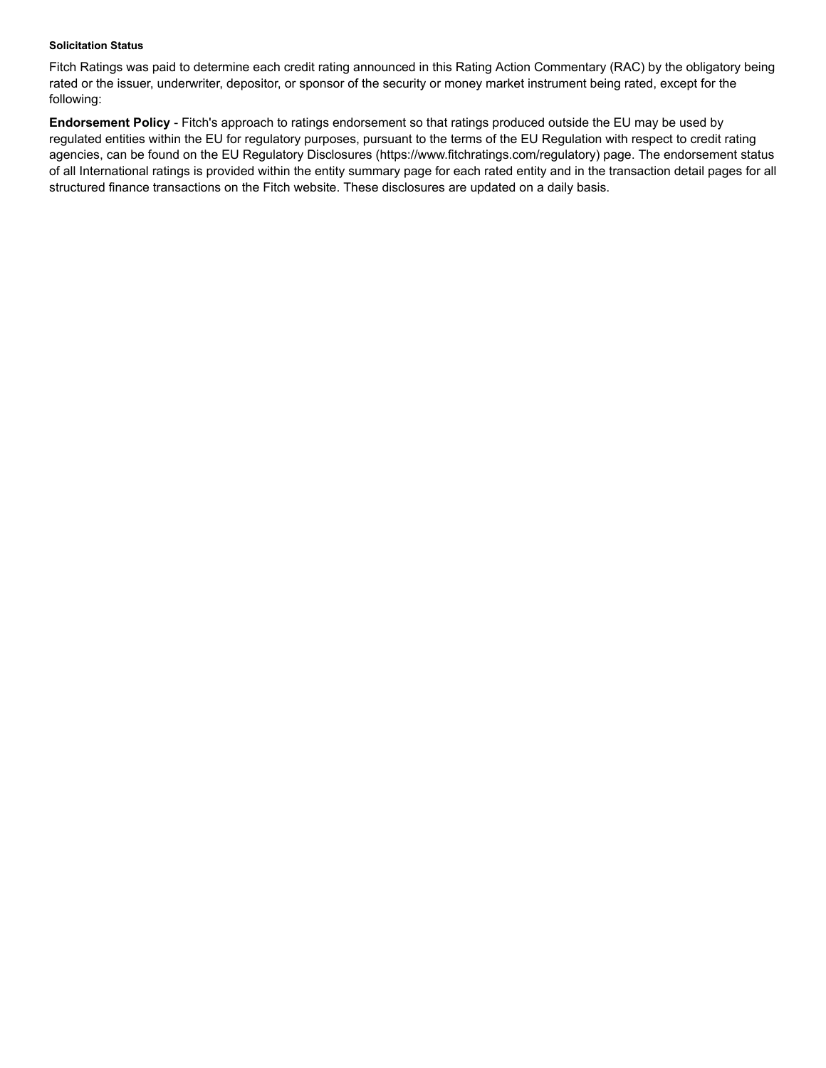#### Solicitation Status

Fitch Ratings was paid to determine each credit rating announced in this Rating Action Commentary (RAC) by the obligatory being rated or the issuer, underwriter, depositor, or sponsor of the security or money market instrument being rated, except for the following:

**Endorsement Policy** - Fitch's approach to ratings endorsement so that ratings produced outside the EU may be used by regulated entities within the EU for regulatory purposes, pursuant to the terms of the EU Regulation with respect to credit rating agencies, can be found on the EU Regulatory Disclosures (https://www.fitchratings.com/regulatory) page. The endorsement status of all International ratings is provided within the entity summary page for each rated entity and in the transaction detail pages for all structured finance transactions on the Fitch website. These disclosures are updated on a daily basis.